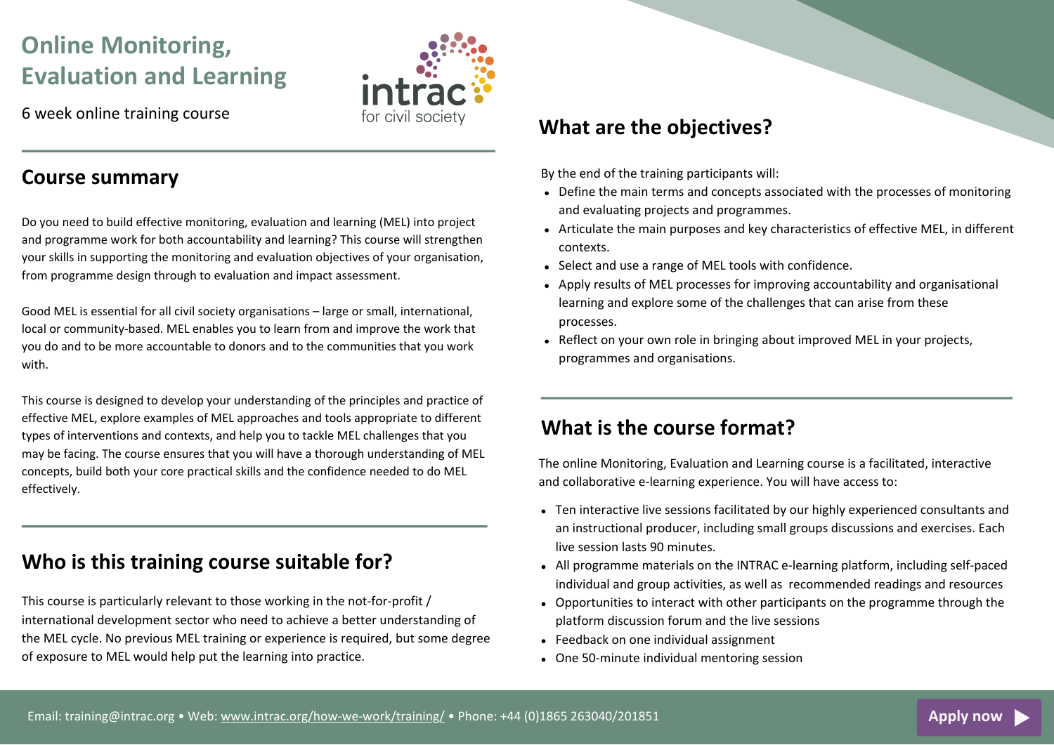# Online Monitoring, Evaluation and Learning

6 week online training course

## Course summary

Do you need to build effective monitoring, evaluation and learning (MEL) into project and programme work for both accountability and learning? This course will strengthen your skills in supporting the monitoring and evaluation objectives of your organisation, from programme design through to evaluation and impact assessment.

Good MEL is essential for all civil society organisations – large or small, international, local or community-based. MEL enables you to learn from and improve the work that you do and to be more accountable to donors and to the communities that you work with.

This course is designed to develop your understanding of the principles and practice of effective MEL, explore examples of MEL approaches and tools appropriate to different types of interventions and contexts, and help you to tackle MEL challenges that you may be facing. The course ensures that you will have a thorough understanding of MEL concepts, build both your core practical skills and the confidence needed to do MEL effectively.

## Who is this training course suitable for?

This course is particularly relevant to those working in the not-for-profit / international development sector who need to achieve a better understanding of the MEL cycle. No previous MEL training or experience is required, but some degree of exposure to MEL would help put the learning into practice.

## What are the objectives?

By the end of the training participants will:

- Define the main terms and concepts associated with the processes of monitoring and evaluating projects and programmes.
- Articulate the main purposes and key characteristics of effective MEL, in different contexts.
- Select and use a range of MEL tools with confidence.
- Apply results of MEL processes for improving accountability and organisational learning and explore some of the challenges that can arise from these processes.
- Reflect on your own role in bringing about improved MEL in your projects, programmes and organisations.

## What is the course format?

The online Monitoring, Evaluation and Learning course is a facilitated, interactive and collaborative e-learning experience. You will have access to:

- Ten interactive live sessions facilitated by our highly experienced consultants and an instructional producer, including small groups discussions and exercises. Each live session lasts 90 minutes.
- All programme materials on the INTRAC e-learning platform, including self-paced individual and group activities, as well as recommended readings and resources
- Opportunities to interact with other participants on the programme through the platform discussion forum and the live sessions
- Feedback on one individual assignment
- One 50-minute individual mentoring session

Email: training@intrac.org • Web: www.intrac.org/how-we-work/training/ • Phone: +44 (0)1865 263040/201851

Apply now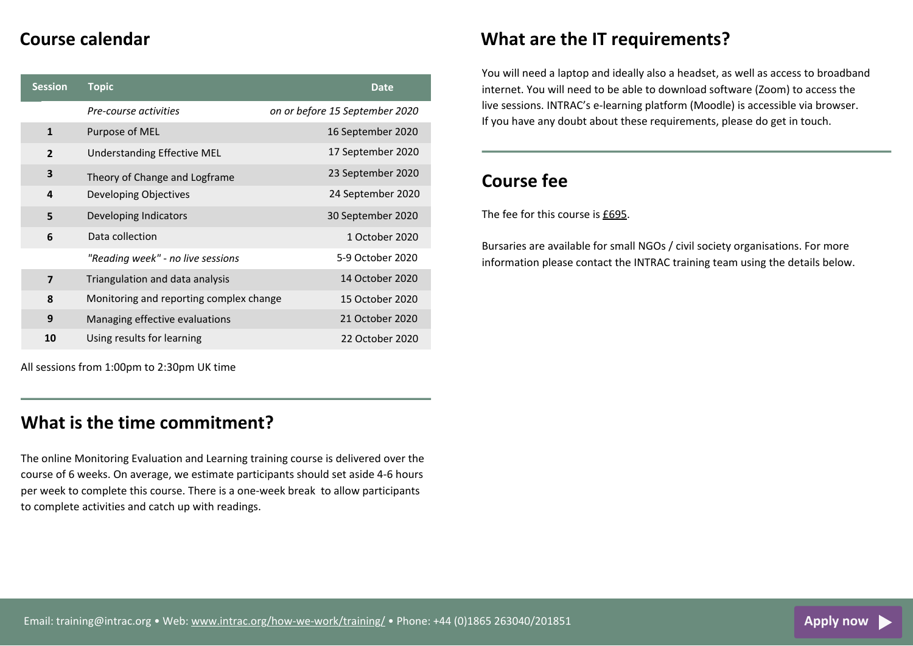## Course calendar

| Session | Topic | Date |
|---|---|---|
| | *Pre-course activities* | *on or before 15 September 2020* |
| **1** | Purpose of MEL | 16 September 2020 |
| **2** | Understanding Effective MEL | 17 September 2020 |
| **3** | Theory of Change and Logframe | 23 September 2020 |
| **4** | Developing Objectives | 24 September 2020 |
| **5** | Developing Indicators | 30 September 2020 |
| **6** | Data collection | 1 October 2020 |
| | *"Reading week" - no live sessions* | 5-9 October 2020 |
| **7** | Triangulation and data analysis | 14 October 2020 |
| **8** | Monitoring and reporting complex change | 15 October 2020 |
| **9** | Managing effective evaluations | 21 October 2020 |
| **10** | Using results for learning | 22 October 2020 |

All sessions from 1:00pm to 2:30pm UK time

## What is the time commitment?

The online Monitoring Evaluation and Learning training course is delivered over the course of 6 weeks. On average, we estimate participants should set aside 4-6 hours per week to complete this course. There is a one-week break to allow participants to complete activities and catch up with readings.

## What are the IT requirements?

You will need a laptop and ideally also a headset, as well as access to broadband internet. You will need to be able to download software (Zoom) to access the live sessions. INTRAC's e-learning platform (Moodle) is accessible via browser. If you have any doubt about these requirements, please do get in touch.

## Course fee

The fee for this course is £695.

Bursaries are available for small NGOs / civil society organisations. For more information please contact the INTRAC training team using the details below.

Email: training@intrac.org • Web: www.intrac.org/how-we-work/training/ • Phone: +44 (0)1865 263040/201851

Apply now